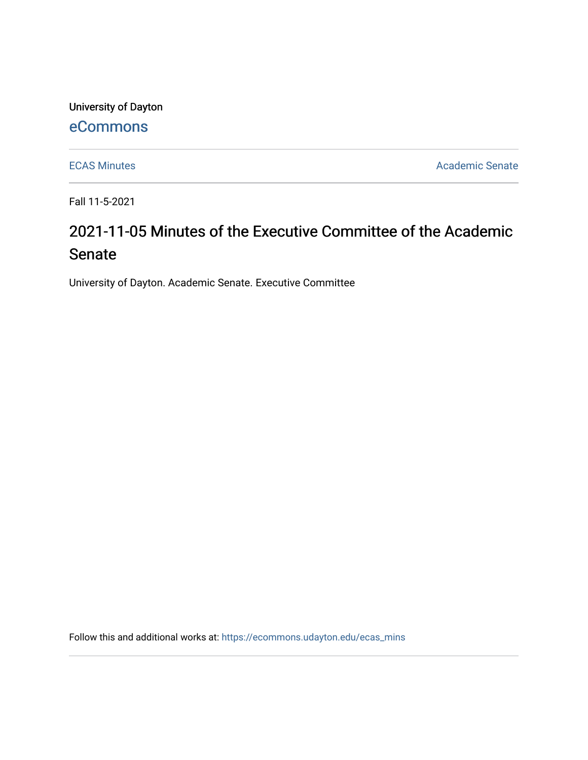University of Dayton

eCommons

ECAS Minutes

Academic Senate

Fall 11-5-2021

# 2021-11-05 Minutes of the Executive Committee of the Academic Senate

University of Dayton. Academic Senate. Executive Committee

Follow this and additional works at: https://ecommons.udayton.edu/ecas_mins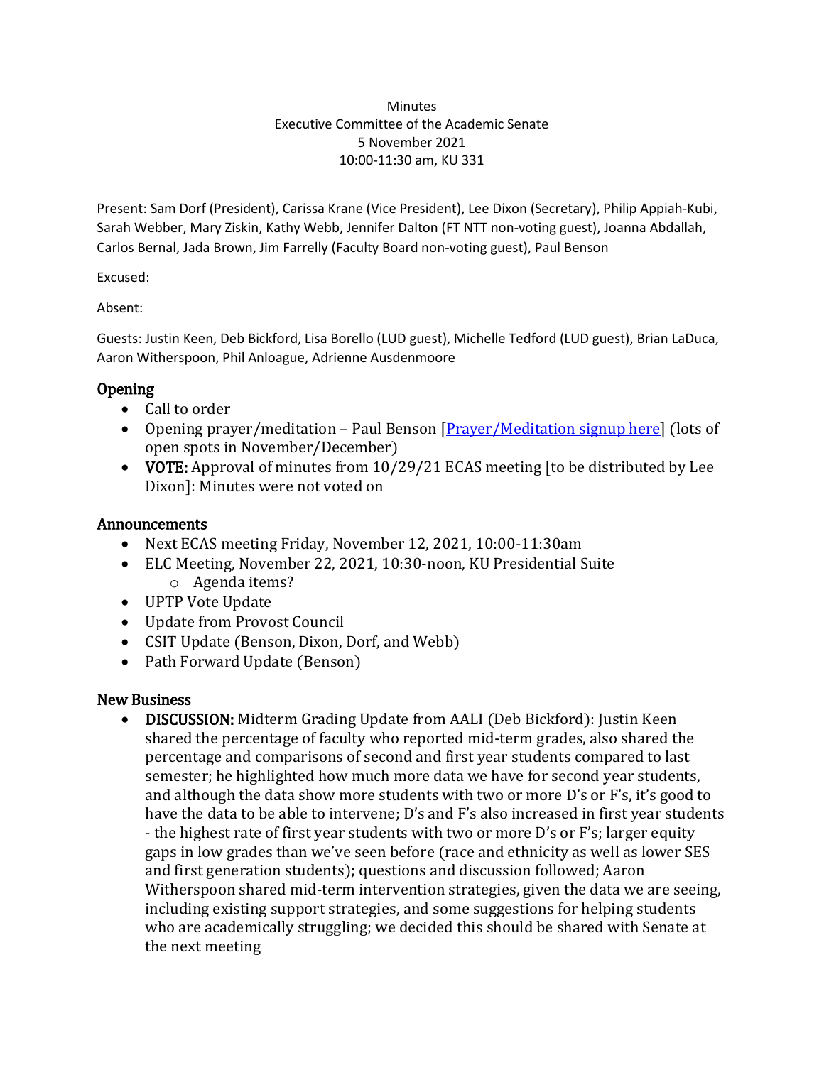Minutes
Executive Committee of the Academic Senate
5 November 2021
10:00-11:30 am, KU 331

Present: Sam Dorf (President), Carissa Krane (Vice President), Lee Dixon (Secretary), Philip Appiah-Kubi, Sarah Webber, Mary Ziskin, Kathy Webb, Jennifer Dalton (FT NTT non-voting guest), Joanna Abdallah, Carlos Bernal, Jada Brown, Jim Farrelly (Faculty Board non-voting guest), Paul Benson

Excused:

Absent:

Guests: Justin Keen, Deb Bickford, Lisa Borello (LUD guest), Michelle Tedford (LUD guest), Brian LaDuca, Aaron Witherspoon, Phil Anloague, Adrienne Ausdenmoore

## Opening

- Call to order
- Opening prayer/meditation – Paul Benson [Prayer/Meditation signup here] (lots of open spots in November/December)
- **VOTE:** Approval of minutes from 10/29/21 ECAS meeting [to be distributed by Lee Dixon]: Minutes were not voted on

## Announcements

- Next ECAS meeting Friday, November 12, 2021, 10:00-11:30am
- ELC Meeting, November 22, 2021, 10:30-noon, KU Presidential Suite
  - Agenda items?
- UPTP Vote Update
- Update from Provost Council
- CSIT Update (Benson, Dixon, Dorf, and Webb)
- Path Forward Update (Benson)

## New Business

- **DISCUSSION:** Midterm Grading Update from AALI (Deb Bickford): Justin Keen shared the percentage of faculty who reported mid-term grades, also shared the percentage and comparisons of second and first year students compared to last semester; he highlighted how much more data we have for second year students, and although the data show more students with two or more D's or F's, it's good to have the data to be able to intervene; D's and F's also increased in first year students - the highest rate of first year students with two or more D's or F's; larger equity gaps in low grades than we've seen before (race and ethnicity as well as lower SES and first generation students); questions and discussion followed; Aaron Witherspoon shared mid-term intervention strategies, given the data we are seeing, including existing support strategies, and some suggestions for helping students who are academically struggling; we decided this should be shared with Senate at the next meeting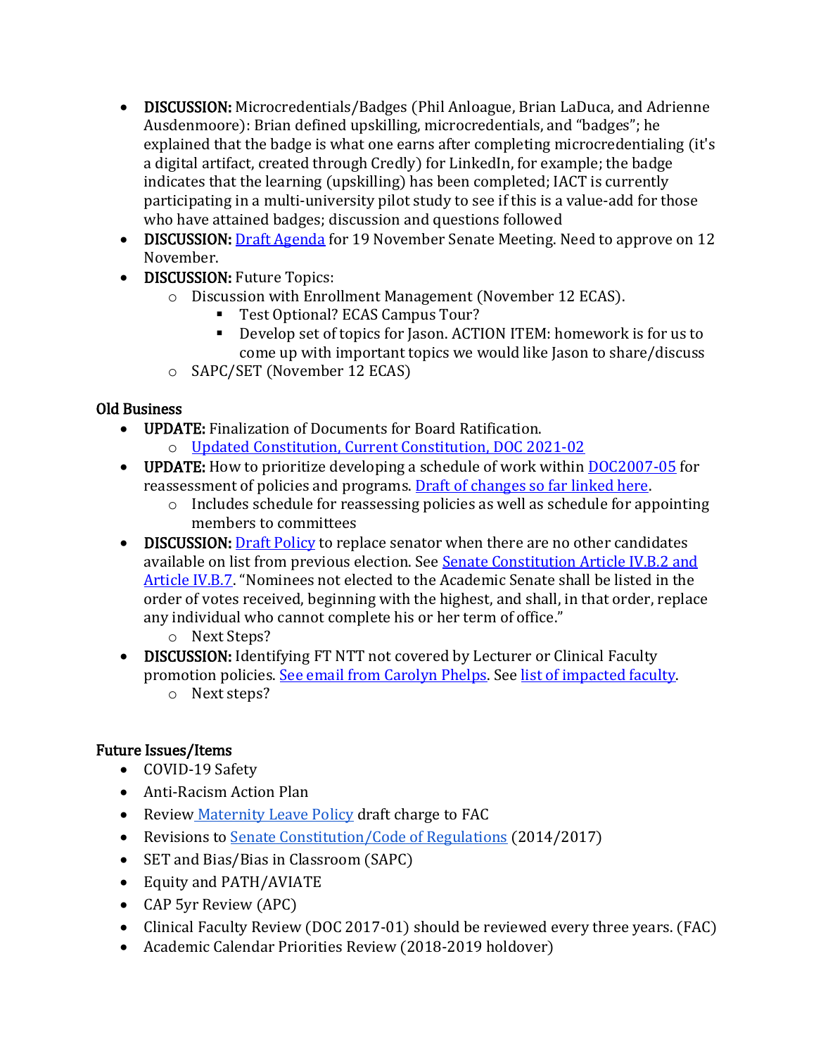- **DISCUSSION:** Microcredentials/Badges (Phil Anloague, Brian LaDuca, and Adrienne Ausdenmoore): Brian defined upskilling, microcredentials, and "badges"; he explained that the badge is what one earns after completing microcredentialing (it's a digital artifact, created through Credly) for LinkedIn, for example; the badge indicates that the learning (upskilling) has been completed; IACT is currently participating in a multi-university pilot study to see if this is a value-add for those who have attained badges; discussion and questions followed
- **DISCUSSION:** Draft Agenda for 19 November Senate Meeting. Need to approve on 12 November.
- **DISCUSSION:** Future Topics:
  - Discussion with Enrollment Management (November 12 ECAS).
    - Test Optional? ECAS Campus Tour?
    - Develop set of topics for Jason. ACTION ITEM: homework is for us to come up with important topics we would like Jason to share/discuss
  - SAPC/SET (November 12 ECAS)

### Old Business

- **UPDATE:** Finalization of Documents for Board Ratification.
  - Updated Constitution, Current Constitution, DOC 2021-02
- **UPDATE:** How to prioritize developing a schedule of work within DOC2007-05 for reassessment of policies and programs. Draft of changes so far linked here.
  - Includes schedule for reassessing policies as well as schedule for appointing members to committees
- **DISCUSSION:** Draft Policy to replace senator when there are no other candidates available on list from previous election. See Senate Constitution Article IV.B.2 and Article IV.B.7. "Nominees not elected to the Academic Senate shall be listed in the order of votes received, beginning with the highest, and shall, in that order, replace any individual who cannot complete his or her term of office."
  - Next Steps?
- **DISCUSSION:** Identifying FT NTT not covered by Lecturer or Clinical Faculty promotion policies. See email from Carolyn Phelps. See list of impacted faculty.
  - Next steps?

### Future Issues/Items

- COVID-19 Safety
- Anti-Racism Action Plan
- Review Maternity Leave Policy draft charge to FAC
- Revisions to Senate Constitution/Code of Regulations (2014/2017)
- SET and Bias/Bias in Classroom (SAPC)
- Equity and PATH/AVIATE
- CAP 5yr Review (APC)
- Clinical Faculty Review (DOC 2017-01) should be reviewed every three years. (FAC)
- Academic Calendar Priorities Review (2018-2019 holdover)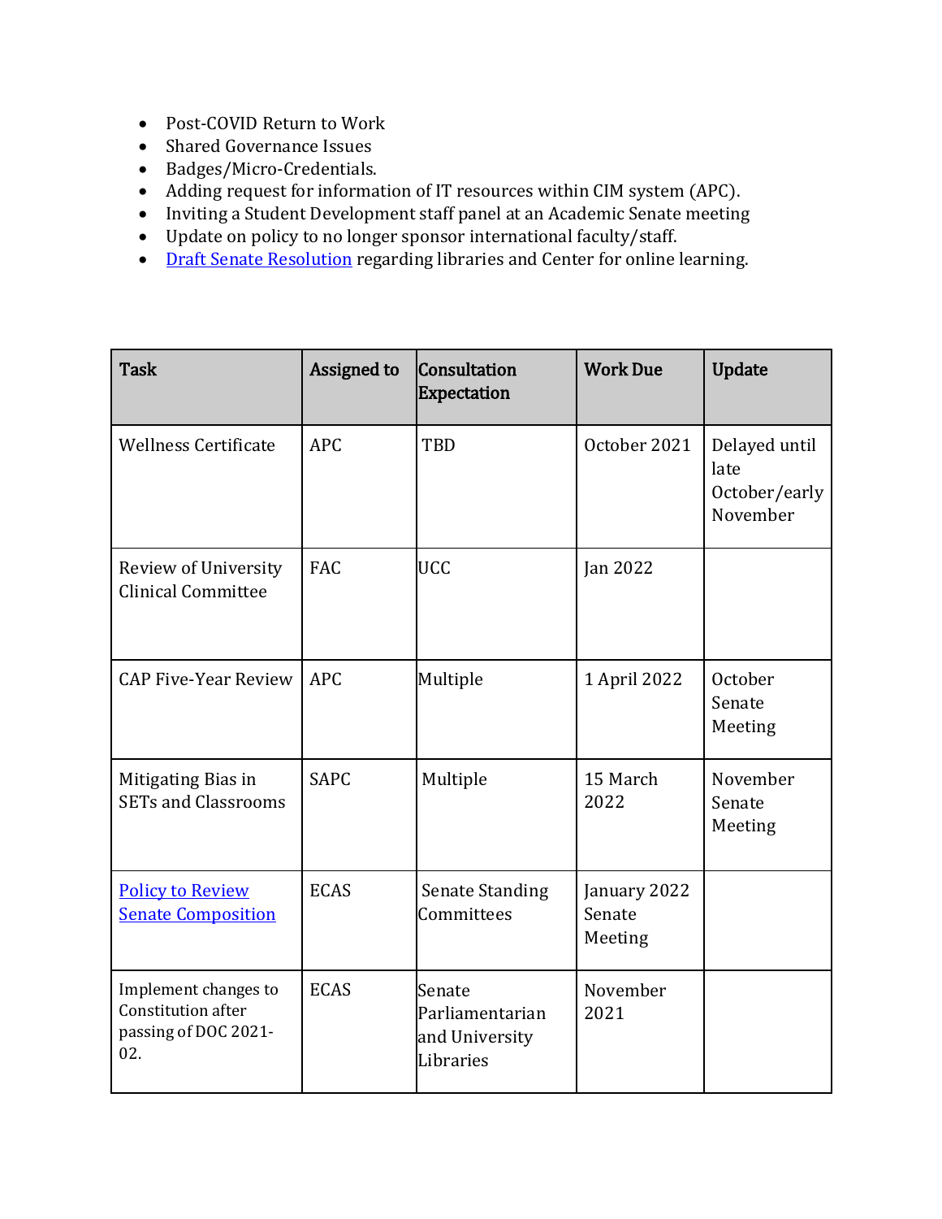- Post-COVID Return to Work
- Shared Governance Issues
- Badges/Micro-Credentials.
- Adding request for information of IT resources within CIM system (APC).
- Inviting a Student Development staff panel at an Academic Senate meeting
- Update on policy to no longer sponsor international faculty/staff.
- Draft Senate Resolution regarding libraries and Center for online learning.

| Task | Assigned to | Consultation Expectation | Work Due | Update |
|---|---|---|---|---|
| Wellness Certificate | APC | TBD | October 2021 | Delayed until late October/early November |
| Review of University Clinical Committee | FAC | UCC | Jan 2022 | |
| CAP Five-Year Review | APC | Multiple | 1 April 2022 | October Senate Meeting |
| Mitigating Bias in SETs and Classrooms | SAPC | Multiple | 15 March 2022 | November Senate Meeting |
| Policy to Review Senate Composition | ECAS | Senate Standing Committees | January 2022 Senate Meeting | |
| Implement changes to Constitution after passing of DOC 2021-02. | ECAS | Senate Parliamentarian and University Libraries | November 2021 | |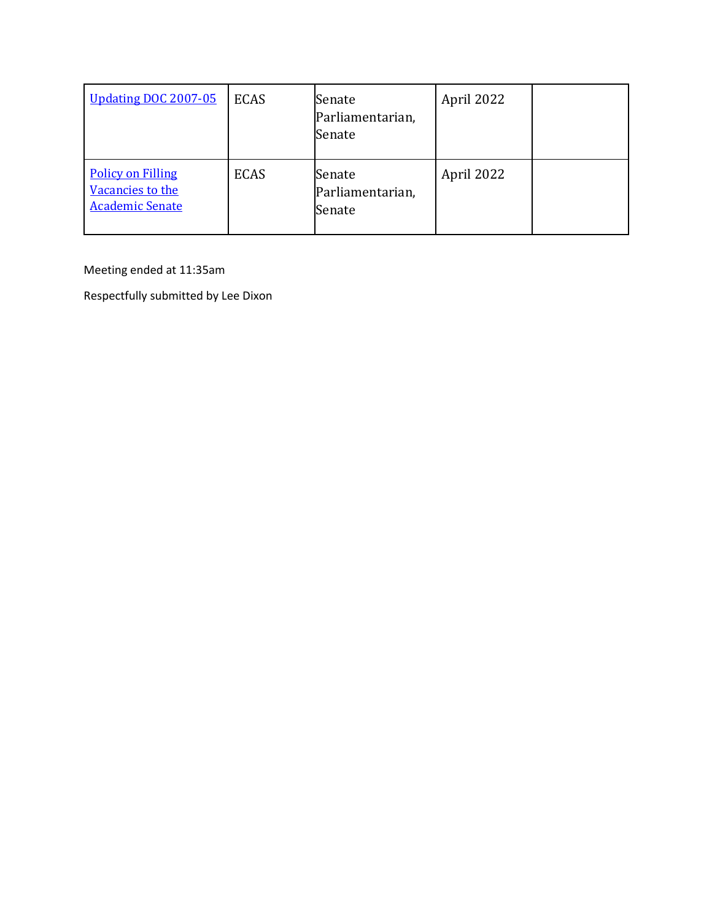| | | | | |
|---|---|---|---|---|
| Updating DOC 2007-05 | ECAS | Senate Parliamentarian, Senate | April 2022 | |
| Policy on Filling Vacancies to the Academic Senate | ECAS | Senate Parliamentarian, Senate | April 2022 | |

Meeting ended at 11:35am

Respectfully submitted by Lee Dixon